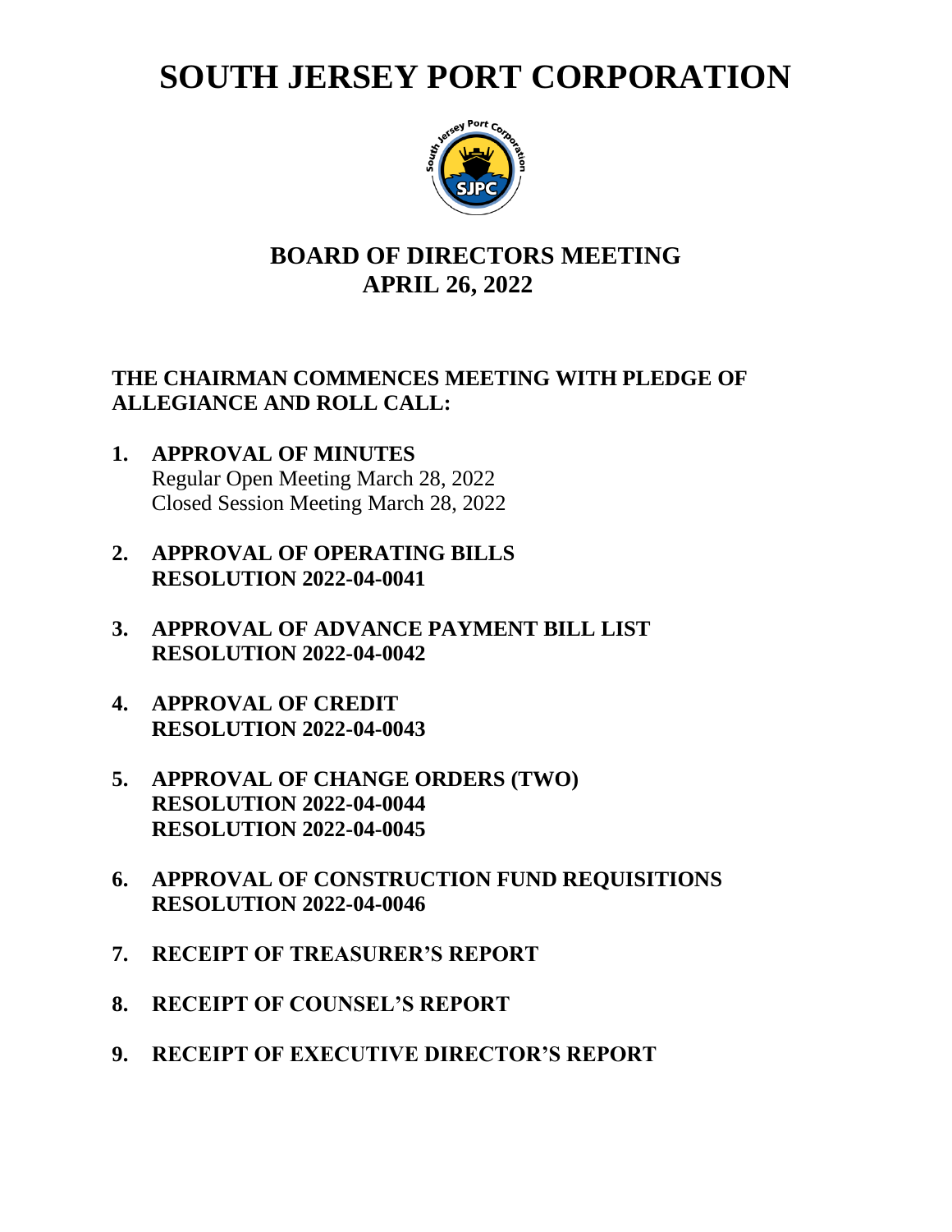# SOUTH JERSEY PORT CORPORATION

## BOARD OF DIRECTORS MEETING
## APRIL 26, 2022

**THE CHAIRMAN COMMENCES MEETING WITH PLEDGE OF ALLEGIANCE AND ROLL CALL:**

1. **APPROVAL OF MINUTES**
   Regular Open Meeting March 28, 2022
   Closed Session Meeting March 28, 2022

2. **APPROVAL OF OPERATING BILLS**
   **RESOLUTION 2022-04-0041**

3. **APPROVAL OF ADVANCE PAYMENT BILL LIST**
   **RESOLUTION 2022-04-0042**

4. **APPROVAL OF CREDIT**
   **RESOLUTION 2022-04-0043**

5. **APPROVAL OF CHANGE ORDERS (TWO)**
   **RESOLUTION 2022-04-0044**
   **RESOLUTION 2022-04-0045**

6. **APPROVAL OF CONSTRUCTION FUND REQUISITIONS**
   **RESOLUTION 2022-04-0046**

7. **RECEIPT OF TREASURER'S REPORT**

8. **RECEIPT OF COUNSEL'S REPORT**

9. **RECEIPT OF EXECUTIVE DIRECTOR'S REPORT**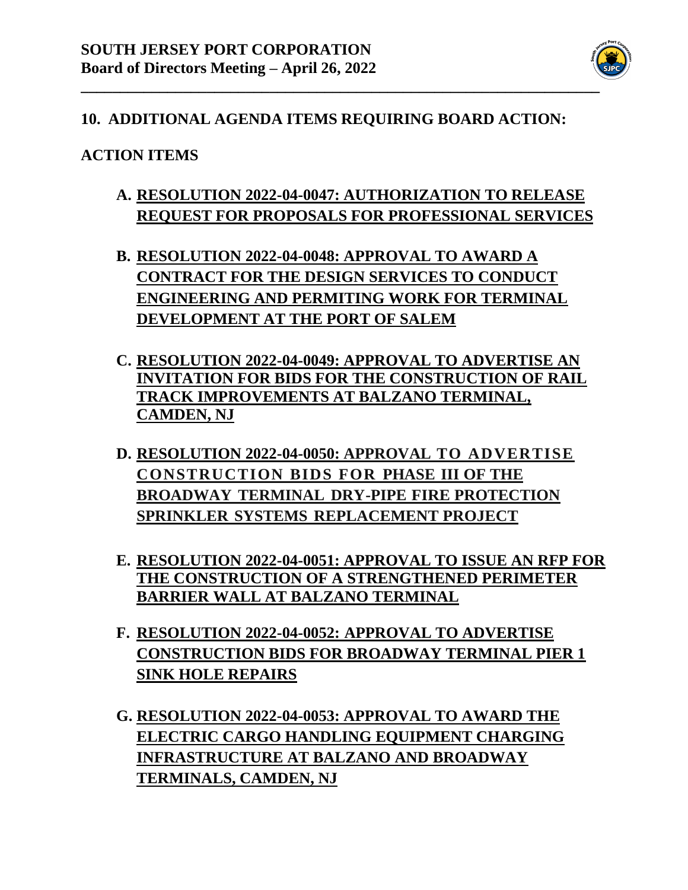## 10. ADDITIONAL AGENDA ITEMS REQUIRING BOARD ACTION:

### ACTION ITEMS

A. **RESOLUTION 2022-04-0047: AUTHORIZATION TO RELEASE REQUEST FOR PROPOSALS FOR PROFESSIONAL SERVICES**

B. **RESOLUTION 2022-04-0048: APPROVAL TO AWARD A CONTRACT FOR THE DESIGN SERVICES TO CONDUCT ENGINEERING AND PERMITING WORK FOR TERMINAL DEVELOPMENT AT THE PORT OF SALEM**

C. **RESOLUTION 2022-04-0049: APPROVAL TO ADVERTISE AN INVITATION FOR BIDS FOR THE CONSTRUCTION OF RAIL TRACK IMPROVEMENTS AT BALZANO TERMINAL, CAMDEN, NJ**

D. **RESOLUTION 2022-04-0050: APPROVAL TO ADVERTISE CONSTRUCTION BIDS FOR PHASE III OF THE BROADWAY TERMINAL DRY-PIPE FIRE PROTECTION SPRINKLER SYSTEMS REPLACEMENT PROJECT**

E. **RESOLUTION 2022-04-0051: APPROVAL TO ISSUE AN RFP FOR THE CONSTRUCTION OF A STRENGTHENED PERIMETER BARRIER WALL AT BALZANO TERMINAL**

F. **RESOLUTION 2022-04-0052: APPROVAL TO ADVERTISE CONSTRUCTION BIDS FOR BROADWAY TERMINAL PIER 1 SINK HOLE REPAIRS**

G. **RESOLUTION 2022-04-0053: APPROVAL TO AWARD THE ELECTRIC CARGO HANDLING EQUIPMENT CHARGING INFRASTRUCTURE AT BALZANO AND BROADWAY TERMINALS, CAMDEN, NJ**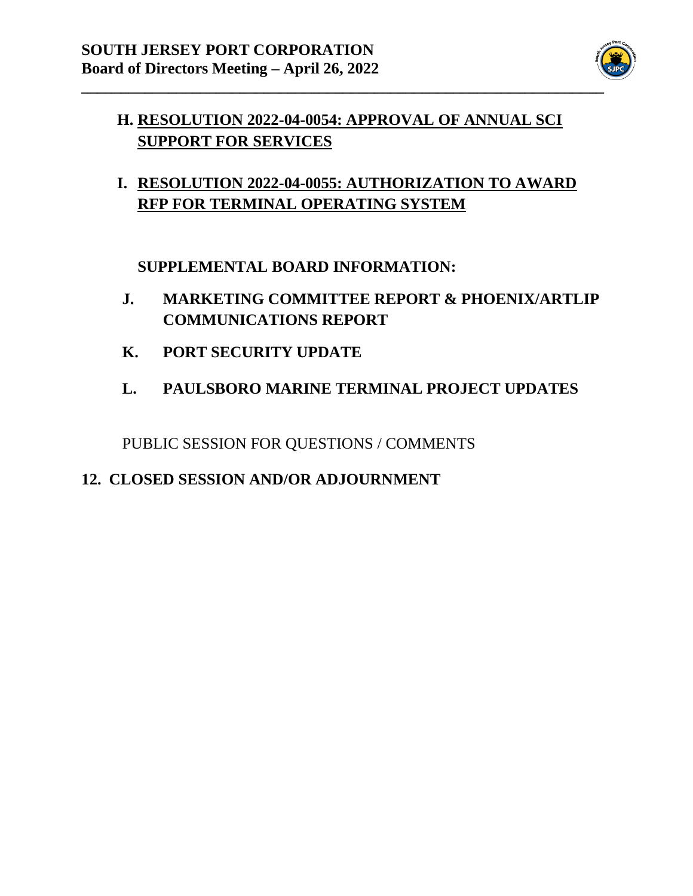**H. RESOLUTION 2022-04-0054: APPROVAL OF ANNUAL SCI SUPPORT FOR SERVICES**

**I. RESOLUTION 2022-04-0055: AUTHORIZATION TO AWARD RFP FOR TERMINAL OPERATING SYSTEM**

**SUPPLEMENTAL BOARD INFORMATION:**

**J. MARKETING COMMITTEE REPORT & PHOENIX/ARTLIP COMMUNICATIONS REPORT**

**K. PORT SECURITY UPDATE**

**L. PAULSBORO MARINE TERMINAL PROJECT UPDATES**

PUBLIC SESSION FOR QUESTIONS / COMMENTS

**12. CLOSED SESSION AND/OR ADJOURNMENT**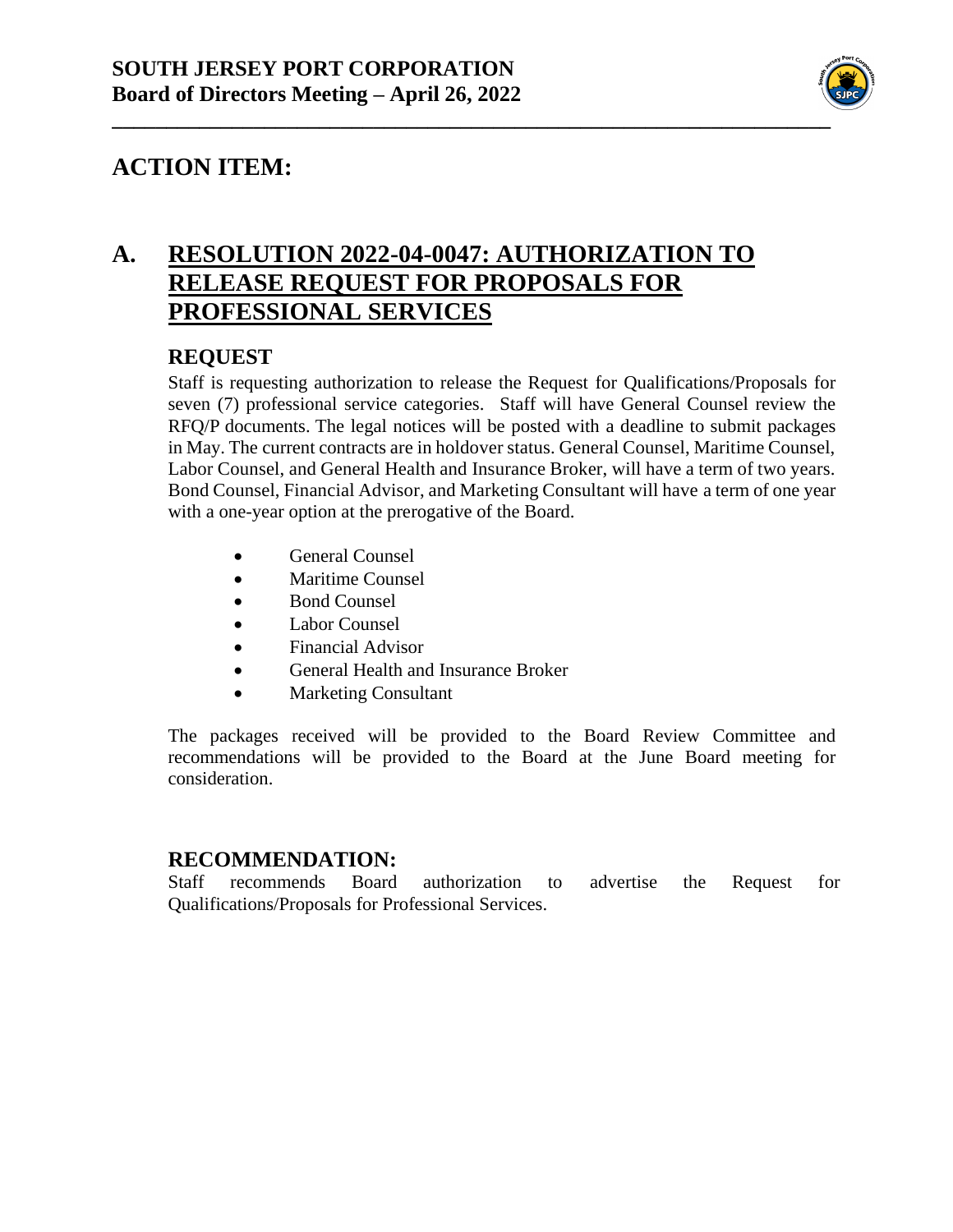# SOUTH JERSEY PORT CORPORATION
## Board of Directors Meeting – April 26, 2022

## ACTION ITEM:

## A. RESOLUTION 2022-04-0047: AUTHORIZATION TO RELEASE REQUEST FOR PROPOSALS FOR PROFESSIONAL SERVICES

### REQUEST

Staff is requesting authorization to release the Request for Qualifications/Proposals for seven (7) professional service categories. Staff will have General Counsel review the RFQ/P documents. The legal notices will be posted with a deadline to submit packages in May. The current contracts are in holdover status. General Counsel, Maritime Counsel, Labor Counsel, and General Health and Insurance Broker, will have a term of two years. Bond Counsel, Financial Advisor, and Marketing Consultant will have a term of one year with a one-year option at the prerogative of the Board.

- General Counsel
- Maritime Counsel
- Bond Counsel
- Labor Counsel
- Financial Advisor
- General Health and Insurance Broker
- Marketing Consultant

The packages received will be provided to the Board Review Committee and recommendations will be provided to the Board at the June Board meeting for consideration.

### RECOMMENDATION:

Staff recommends Board authorization to advertise the Request for Qualifications/Proposals for Professional Services.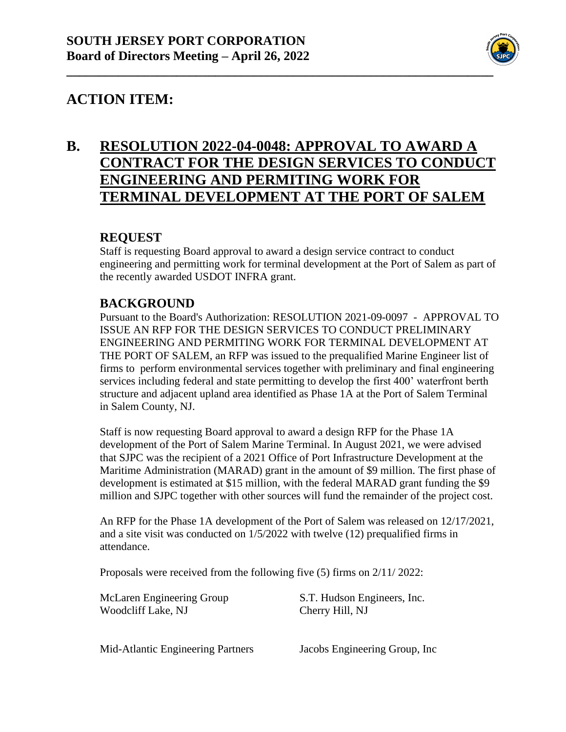**SOUTH JERSEY PORT CORPORATION**
**Board of Directors Meeting – April 26, 2022**

---

## ACTION ITEM:

## B. RESOLUTION 2022-04-0048: APPROVAL TO AWARD A CONTRACT FOR THE DESIGN SERVICES TO CONDUCT ENGINEERING AND PERMITING WORK FOR TERMINAL DEVELOPMENT AT THE PORT OF SALEM

### REQUEST

Staff is requesting Board approval to award a design service contract to conduct engineering and permitting work for terminal development at the Port of Salem as part of the recently awarded USDOT INFRA grant.

### BACKGROUND

Pursuant to the Board's Authorization: RESOLUTION 2021-09-0097 - APPROVAL TO ISSUE AN RFP FOR THE DESIGN SERVICES TO CONDUCT PRELIMINARY ENGINEERING AND PERMITING WORK FOR TERMINAL DEVELOPMENT AT THE PORT OF SALEM, an RFP was issued to the prequalified Marine Engineer list of firms to perform environmental services together with preliminary and final engineering services including federal and state permitting to develop the first 400' waterfront berth structure and adjacent upland area identified as Phase 1A at the Port of Salem Terminal in Salem County, NJ.

Staff is now requesting Board approval to award a design RFP for the Phase 1A development of the Port of Salem Marine Terminal. In August 2021, we were advised that SJPC was the recipient of a 2021 Office of Port Infrastructure Development at the Maritime Administration (MARAD) grant in the amount of $9 million. The first phase of development is estimated at $15 million, with the federal MARAD grant funding the $9 million and SJPC together with other sources will fund the remainder of the project cost.

An RFP for the Phase 1A development of the Port of Salem was released on 12/17/2021, and a site visit was conducted on 1/5/2022 with twelve (12) prequalified firms in attendance.

Proposals were received from the following five (5) firms on 2/11/ 2022:

McLaren Engineering Group
Woodcliff Lake, NJ

S.T. Hudson Engineers, Inc.
Cherry Hill, NJ

Mid-Atlantic Engineering Partners

Jacobs Engineering Group, Inc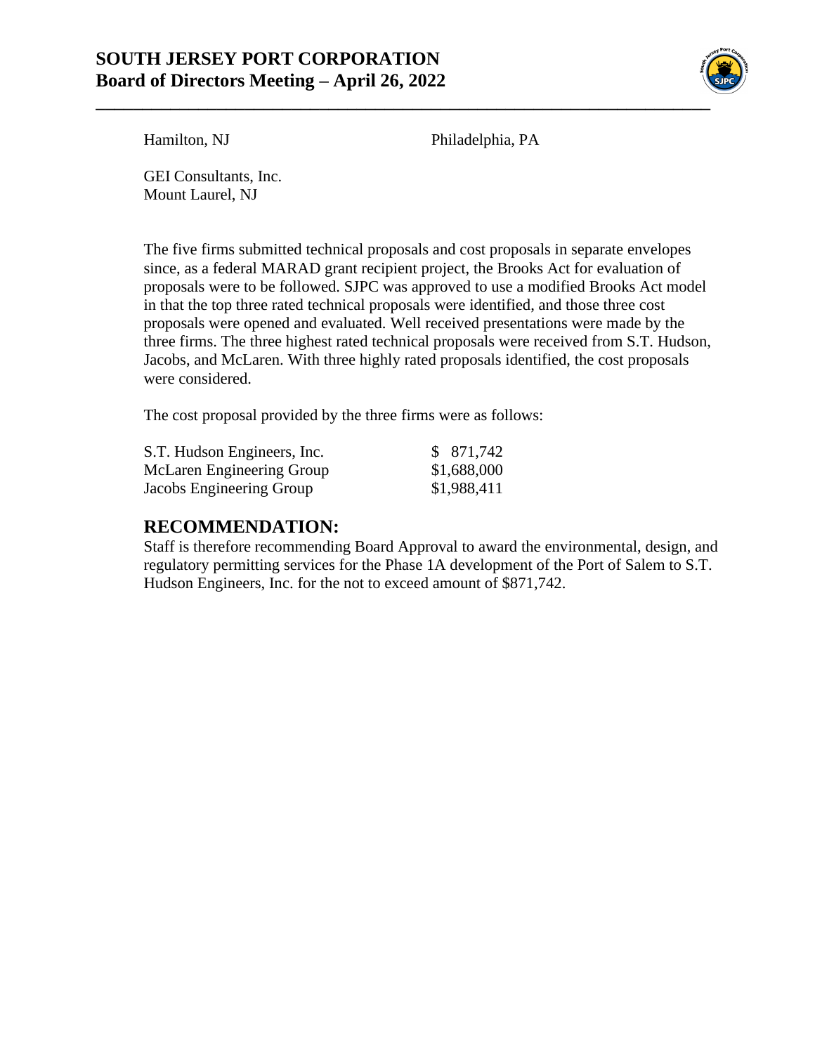Hamilton, NJ Philadelphia, PA

GEI Consultants, Inc.
Mount Laurel, NJ

The five firms submitted technical proposals and cost proposals in separate envelopes since, as a federal MARAD grant recipient project, the Brooks Act for evaluation of proposals were to be followed. SJPC was approved to use a modified Brooks Act model in that the top three rated technical proposals were identified, and those three cost proposals were opened and evaluated. Well received presentations were made by the three firms. The three highest rated technical proposals were received from S.T. Hudson, Jacobs, and McLaren. With three highly rated proposals identified, the cost proposals were considered.

The cost proposal provided by the three firms were as follows:

| | |
|---|---|
| S.T. Hudson Engineers, Inc. | $ 871,742 |
| McLaren Engineering Group | $1,688,000 |
| Jacobs Engineering Group | $1,988,411 |

## RECOMMENDATION:

Staff is therefore recommending Board Approval to award the environmental, design, and regulatory permitting services for the Phase 1A development of the Port of Salem to S.T. Hudson Engineers, Inc. for the not to exceed amount of $871,742.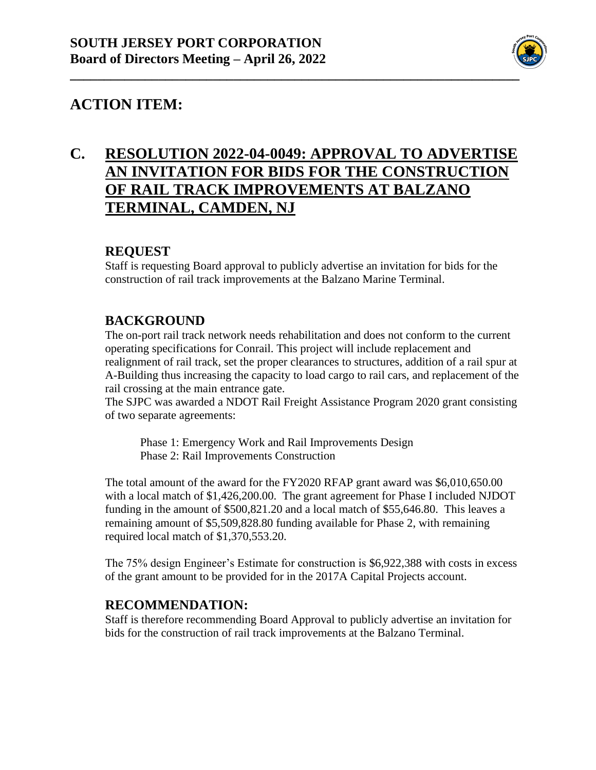# SOUTH JERSEY PORT CORPORATION
## Board of Directors Meeting – April 26, 2022

## ACTION ITEM:

## C. RESOLUTION 2022-04-0049: APPROVAL TO ADVERTISE AN INVITATION FOR BIDS FOR THE CONSTRUCTION OF RAIL TRACK IMPROVEMENTS AT BALZANO TERMINAL, CAMDEN, NJ

### REQUEST

Staff is requesting Board approval to publicly advertise an invitation for bids for the construction of rail track improvements at the Balzano Marine Terminal.

### BACKGROUND

The on-port rail track network needs rehabilitation and does not conform to the current operating specifications for Conrail. This project will include replacement and realignment of rail track, set the proper clearances to structures, addition of a rail spur at A-Building thus increasing the capacity to load cargo to rail cars, and replacement of the rail crossing at the main entrance gate.

The SJPC was awarded a NDOT Rail Freight Assistance Program 2020 grant consisting of two separate agreements:

Phase 1: Emergency Work and Rail Improvements Design
Phase 2: Rail Improvements Construction

The total amount of the award for the FY2020 RFAP grant award was $6,010,650.00 with a local match of $1,426,200.00. The grant agreement for Phase I included NJDOT funding in the amount of $500,821.20 and a local match of $55,646.80. This leaves a remaining amount of $5,509,828.80 funding available for Phase 2, with remaining required local match of $1,370,553.20.

The 75% design Engineer's Estimate for construction is $6,922,388 with costs in excess of the grant amount to be provided for in the 2017A Capital Projects account.

### RECOMMENDATION:

Staff is therefore recommending Board Approval to publicly advertise an invitation for bids for the construction of rail track improvements at the Balzano Terminal.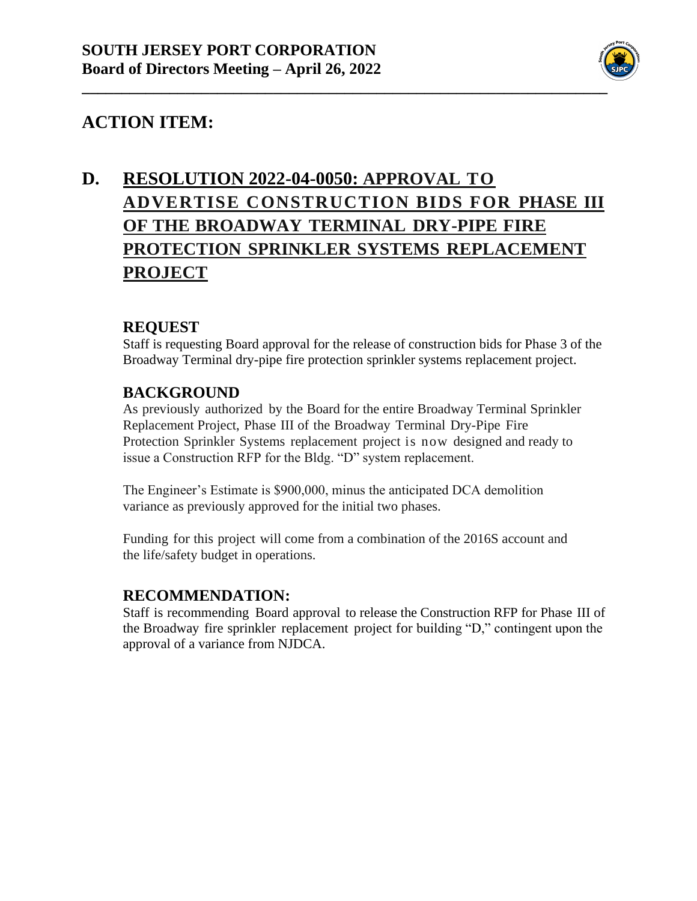**SOUTH JERSEY PORT CORPORATION**
**Board of Directors Meeting – April 26, 2022**

## ACTION ITEM:

## D. RESOLUTION 2022-04-0050: APPROVAL TO ADVERTISE CONSTRUCTION BIDS FOR PHASE III OF THE BROADWAY TERMINAL DRY-PIPE FIRE PROTECTION SPRINKLER SYSTEMS REPLACEMENT PROJECT

### REQUEST

Staff is requesting Board approval for the release of construction bids for Phase 3 of the Broadway Terminal dry-pipe fire protection sprinkler systems replacement project.

### BACKGROUND

As previously authorized by the Board for the entire Broadway Terminal Sprinkler Replacement Project, Phase III of the Broadway Terminal Dry-Pipe Fire Protection Sprinkler Systems replacement project is now designed and ready to issue a Construction RFP for the Bldg. "D" system replacement.

The Engineer's Estimate is $900,000, minus the anticipated DCA demolition variance as previously approved for the initial two phases.

Funding for this project will come from a combination of the 2016S account and the life/safety budget in operations.

### RECOMMENDATION:

Staff is recommending Board approval to release the Construction RFP for Phase III of the Broadway fire sprinkler replacement project for building "D," contingent upon the approval of a variance from NJDCA.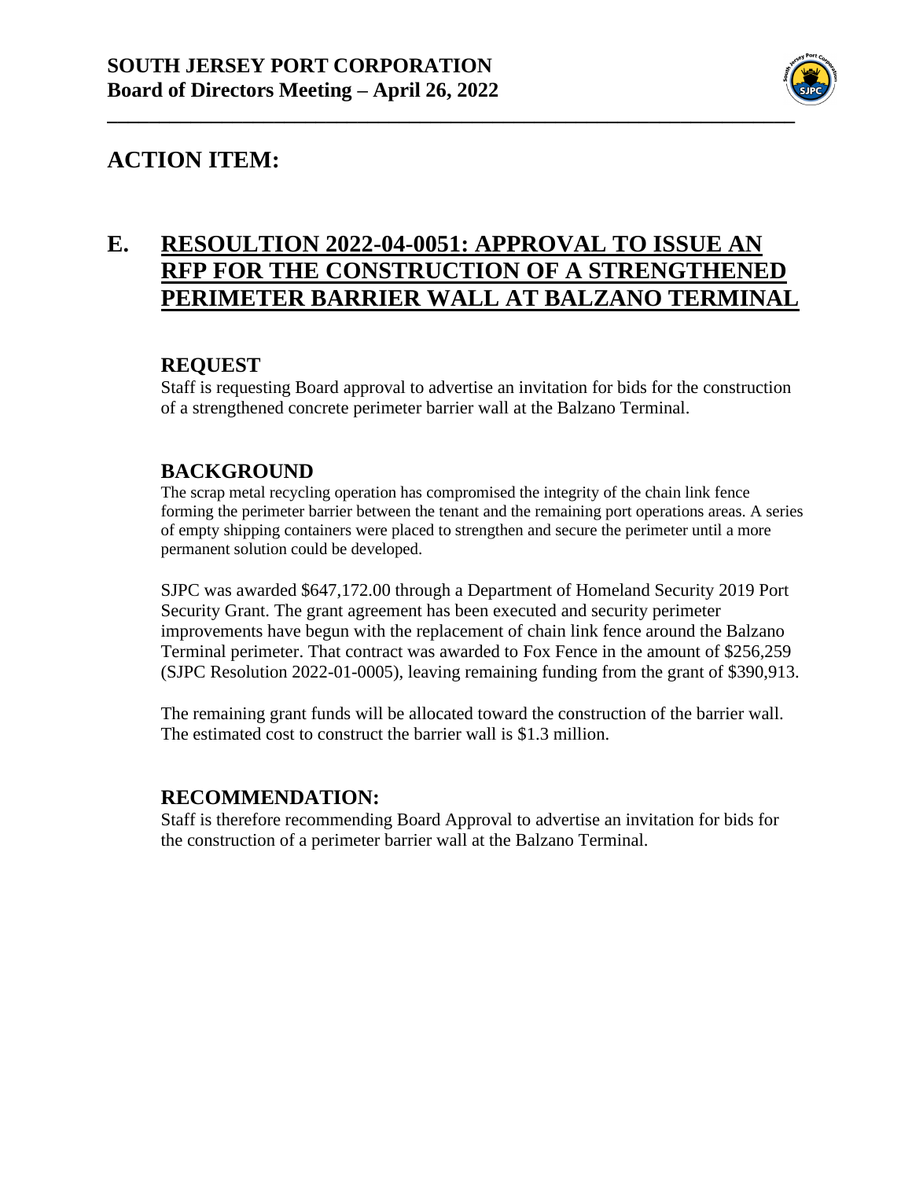**SOUTH JERSEY PORT CORPORATION**
**Board of Directors Meeting – April 26, 2022**

## ACTION ITEM:

## E. RESOULTION 2022-04-0051: APPROVAL TO ISSUE AN RFP FOR THE CONSTRUCTION OF A STRENGTHENED PERIMETER BARRIER WALL AT BALZANO TERMINAL

### REQUEST

Staff is requesting Board approval to advertise an invitation for bids for the construction of a strengthened concrete perimeter barrier wall at the Balzano Terminal.

### BACKGROUND

The scrap metal recycling operation has compromised the integrity of the chain link fence forming the perimeter barrier between the tenant and the remaining port operations areas. A series of empty shipping containers were placed to strengthen and secure the perimeter until a more permanent solution could be developed.

SJPC was awarded $647,172.00 through a Department of Homeland Security 2019 Port Security Grant. The grant agreement has been executed and security perimeter improvements have begun with the replacement of chain link fence around the Balzano Terminal perimeter. That contract was awarded to Fox Fence in the amount of $256,259 (SJPC Resolution 2022-01-0005), leaving remaining funding from the grant of $390,913.

The remaining grant funds will be allocated toward the construction of the barrier wall. The estimated cost to construct the barrier wall is $1.3 million.

### RECOMMENDATION:

Staff is therefore recommending Board Approval to advertise an invitation for bids for the construction of a perimeter barrier wall at the Balzano Terminal.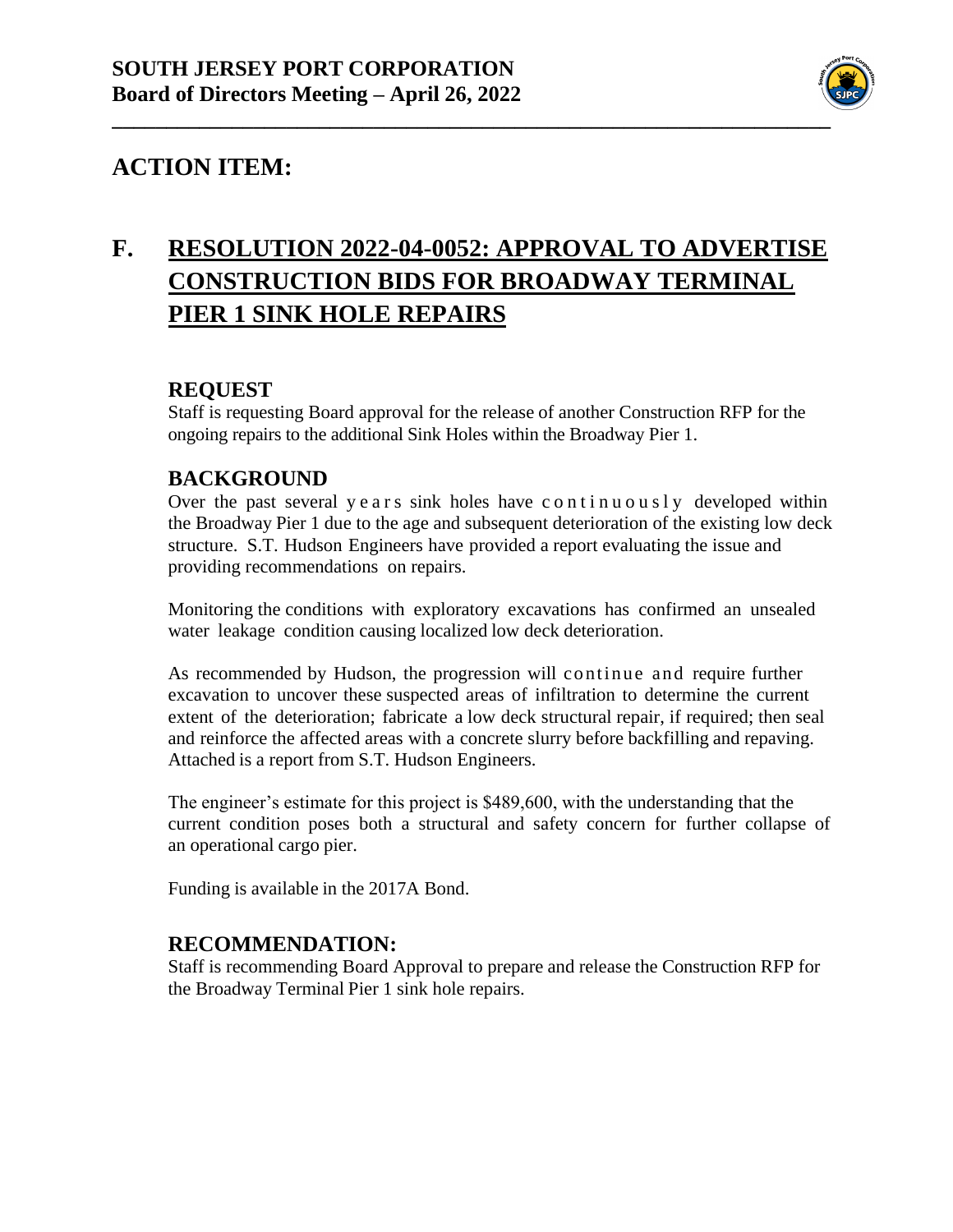# SOUTH JERSEY PORT CORPORATION
**Board of Directors Meeting – April 26, 2022**

## ACTION ITEM:

## F. RESOLUTION 2022-04-0052: APPROVAL TO ADVERTISE CONSTRUCTION BIDS FOR BROADWAY TERMINAL PIER 1 SINK HOLE REPAIRS

### REQUEST

Staff is requesting Board approval for the release of another Construction RFP for the ongoing repairs to the additional Sink Holes within the Broadway Pier 1.

### BACKGROUND

Over the past several years sink holes have continuously developed within the Broadway Pier 1 due to the age and subsequent deterioration of the existing low deck structure. S.T. Hudson Engineers have provided a report evaluating the issue and providing recommendations on repairs.

Monitoring the conditions with exploratory excavations has confirmed an unsealed water leakage condition causing localized low deck deterioration.

As recommended by Hudson, the progression will continue and require further excavation to uncover these suspected areas of infiltration to determine the current extent of the deterioration; fabricate a low deck structural repair, if required; then seal and reinforce the affected areas with a concrete slurry before backfilling and repaving. Attached is a report from S.T. Hudson Engineers.

The engineer's estimate for this project is $489,600, with the understanding that the current condition poses both a structural and safety concern for further collapse of an operational cargo pier.

Funding is available in the 2017A Bond.

### RECOMMENDATION:

Staff is recommending Board Approval to prepare and release the Construction RFP for the Broadway Terminal Pier 1 sink hole repairs.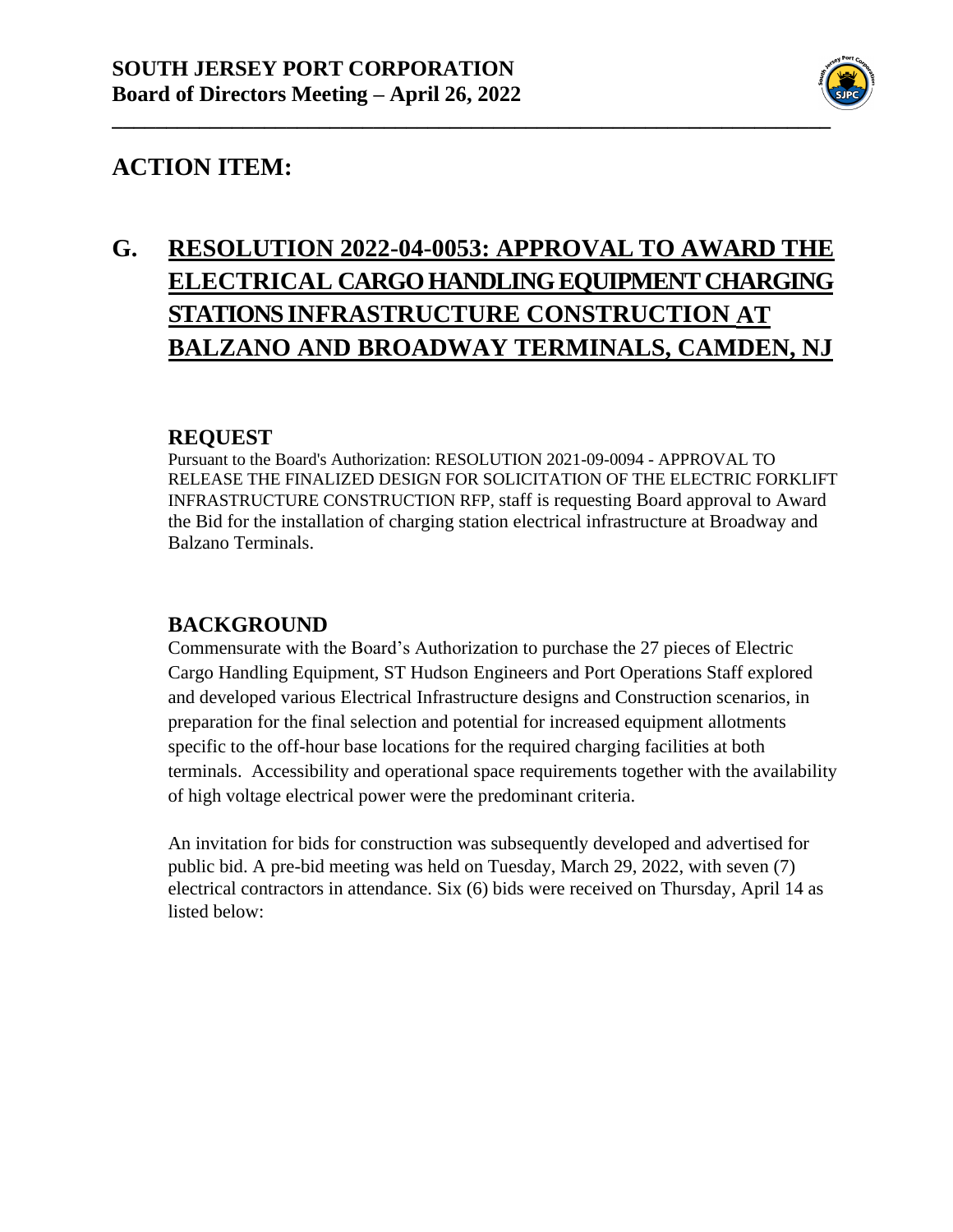## ACTION ITEM:

## G. RESOLUTION 2022-04-0053: APPROVAL TO AWARD THE ELECTRICAL CARGO HANDLING EQUIPMENT CHARGING STATIONS INFRASTRUCTURE CONSTRUCTION AT BALZANO AND BROADWAY TERMINALS, CAMDEN, NJ

### REQUEST

Pursuant to the Board's Authorization: RESOLUTION 2021-09-0094 - APPROVAL TO RELEASE THE FINALIZED DESIGN FOR SOLICITATION OF THE ELECTRIC FORKLIFT INFRASTRUCTURE CONSTRUCTION RFP, staff is requesting Board approval to Award the Bid for the installation of charging station electrical infrastructure at Broadway and Balzano Terminals.

### BACKGROUND

Commensurate with the Board's Authorization to purchase the 27 pieces of Electric Cargo Handling Equipment, ST Hudson Engineers and Port Operations Staff explored and developed various Electrical Infrastructure designs and Construction scenarios, in preparation for the final selection and potential for increased equipment allotments specific to the off-hour base locations for the required charging facilities at both terminals. Accessibility and operational space requirements together with the availability of high voltage electrical power were the predominant criteria.

An invitation for bids for construction was subsequently developed and advertised for public bid. A pre-bid meeting was held on Tuesday, March 29, 2022, with seven (7) electrical contractors in attendance. Six (6) bids were received on Thursday, April 14 as listed below: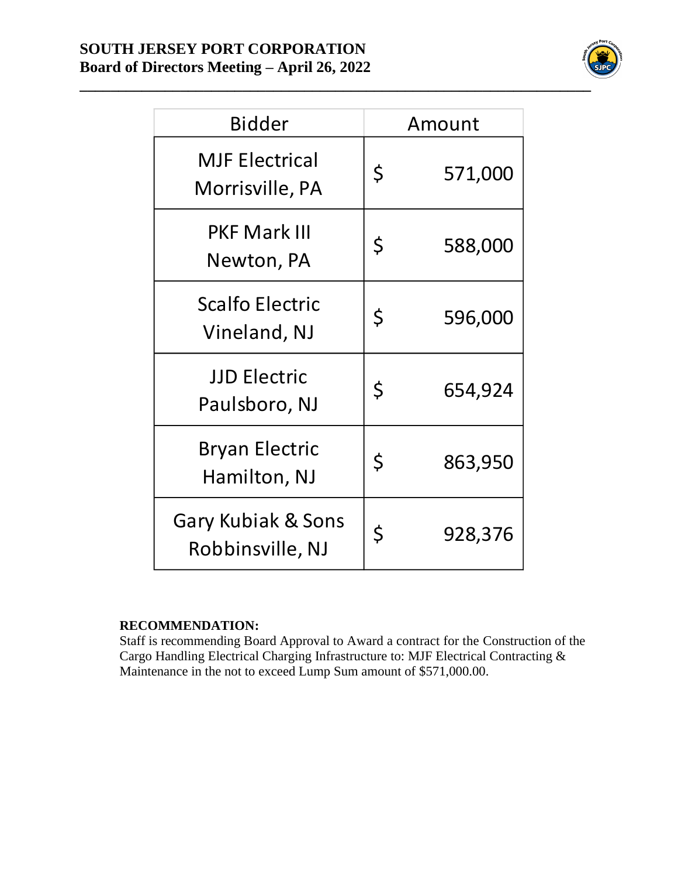| Bidder | Amount |
|---|---|
| MJF Electrical Morrisville, PA | $ 571,000 |
| PKF Mark III Newton, PA | $ 588,000 |
| Scalfo Electric Vineland, NJ | $ 596,000 |
| JJD Electric Paulsboro, NJ | $ 654,924 |
| Bryan Electric Hamilton, NJ | $ 863,950 |
| Gary Kubiak & Sons Robbinsville, NJ | $ 928,376 |

**RECOMMENDATION:**
Staff is recommending Board Approval to Award a contract for the Construction of the Cargo Handling Electrical Charging Infrastructure to: MJF Electrical Contracting & Maintenance in the not to exceed Lump Sum amount of $571,000.00.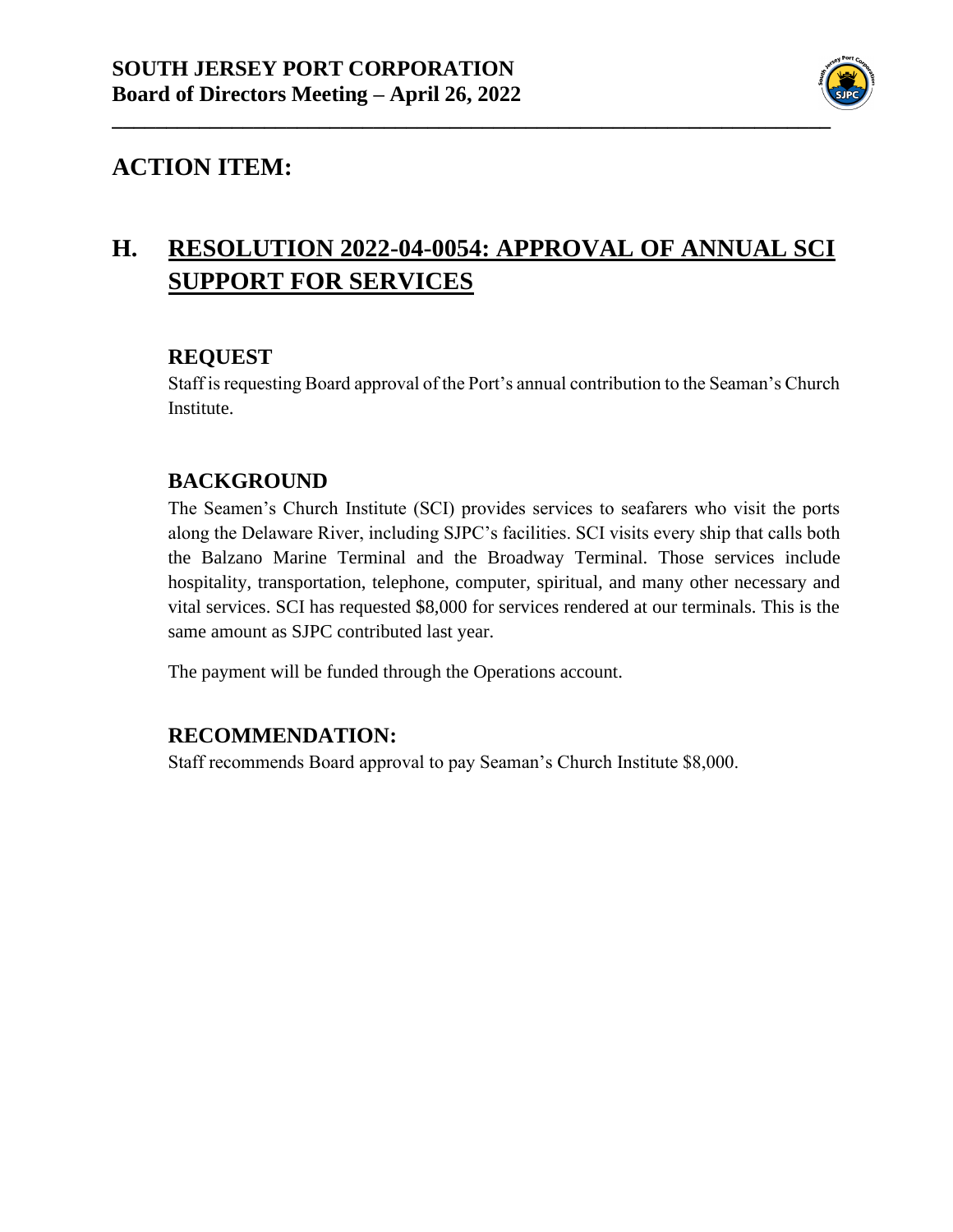**SOUTH JERSEY PORT CORPORATION**
**Board of Directors Meeting – April 26, 2022**

---

## ACTION ITEM:

# H. RESOLUTION 2022-04-0054: APPROVAL OF ANNUAL SCI SUPPORT FOR SERVICES

### REQUEST

Staff is requesting Board approval of the Port's annual contribution to the Seaman's Church Institute.

### BACKGROUND

The Seamen's Church Institute (SCI) provides services to seafarers who visit the ports along the Delaware River, including SJPC's facilities. SCI visits every ship that calls both the Balzano Marine Terminal and the Broadway Terminal. Those services include hospitality, transportation, telephone, computer, spiritual, and many other necessary and vital services. SCI has requested $8,000 for services rendered at our terminals. This is the same amount as SJPC contributed last year.

The payment will be funded through the Operations account.

### RECOMMENDATION:

Staff recommends Board approval to pay Seaman's Church Institute $8,000.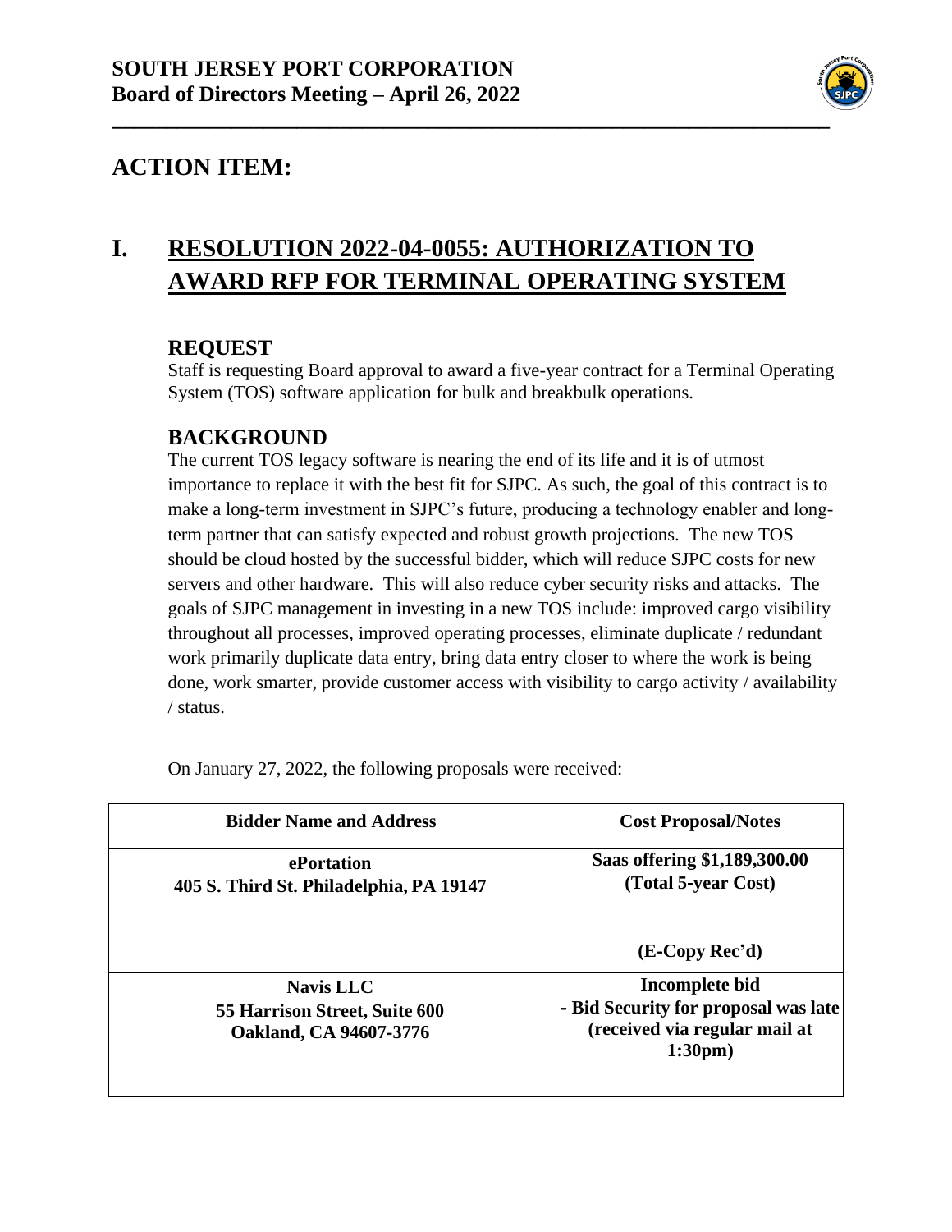**SOUTH JERSEY PORT CORPORATION**
**Board of Directors Meeting – April 26, 2022**

## ACTION ITEM:

# I. RESOLUTION 2022-04-0055: AUTHORIZATION TO AWARD RFP FOR TERMINAL OPERATING SYSTEM

### REQUEST

Staff is requesting Board approval to award a five-year contract for a Terminal Operating System (TOS) software application for bulk and breakbulk operations.

### BACKGROUND

The current TOS legacy software is nearing the end of its life and it is of utmost importance to replace it with the best fit for SJPC. As such, the goal of this contract is to make a long-term investment in SJPC's future, producing a technology enabler and long-term partner that can satisfy expected and robust growth projections. The new TOS should be cloud hosted by the successful bidder, which will reduce SJPC costs for new servers and other hardware. This will also reduce cyber security risks and attacks. The goals of SJPC management in investing in a new TOS include: improved cargo visibility throughout all processes, improved operating processes, eliminate duplicate / redundant work primarily duplicate data entry, bring data entry closer to where the work is being done, work smarter, provide customer access with visibility to cargo activity / availability / status.

On January 27, 2022, the following proposals were received:

| Bidder Name and Address | Cost Proposal/Notes |
|---|---|
| **ePortation**<br>**405 S. Third St. Philadelphia, PA 19147** | **Saas offering $1,189,300.00 (Total 5-year Cost)**<br><br>**(E-Copy Rec'd)** |
| **Navis LLC**<br>**55 Harrison Street, Suite 600**<br>**Oakland, CA 94607-3776** | **Incomplete bid**<br>**- Bid Security for proposal was late (received via regular mail at 1:30pm)** |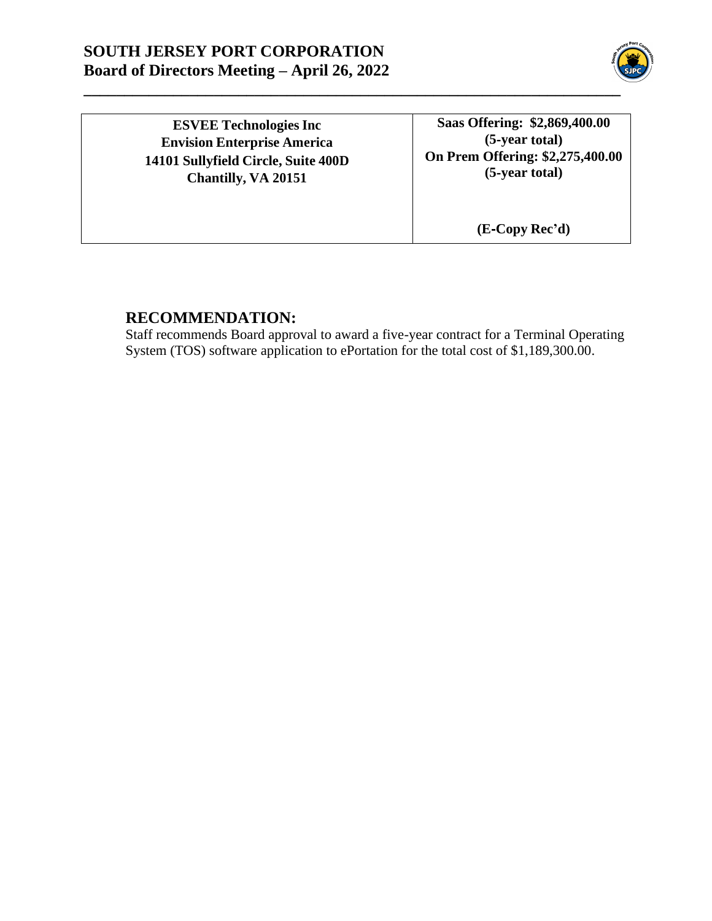| ESVEE Technologies Inc<br>Envision Enterprise America<br>14101 Sullyfield Circle, Suite 400D<br>Chantilly, VA 20151 | Saas Offering: $2,869,400.00<br>(5-year total)<br>On Prem Offering: $2,275,400.00<br>(5-year total)<br><br>(E-Copy Rec'd) |
|---|---|

## RECOMMENDATION:

Staff recommends Board approval to award a five-year contract for a Terminal Operating System (TOS) software application to ePortation for the total cost of $1,189,300.00.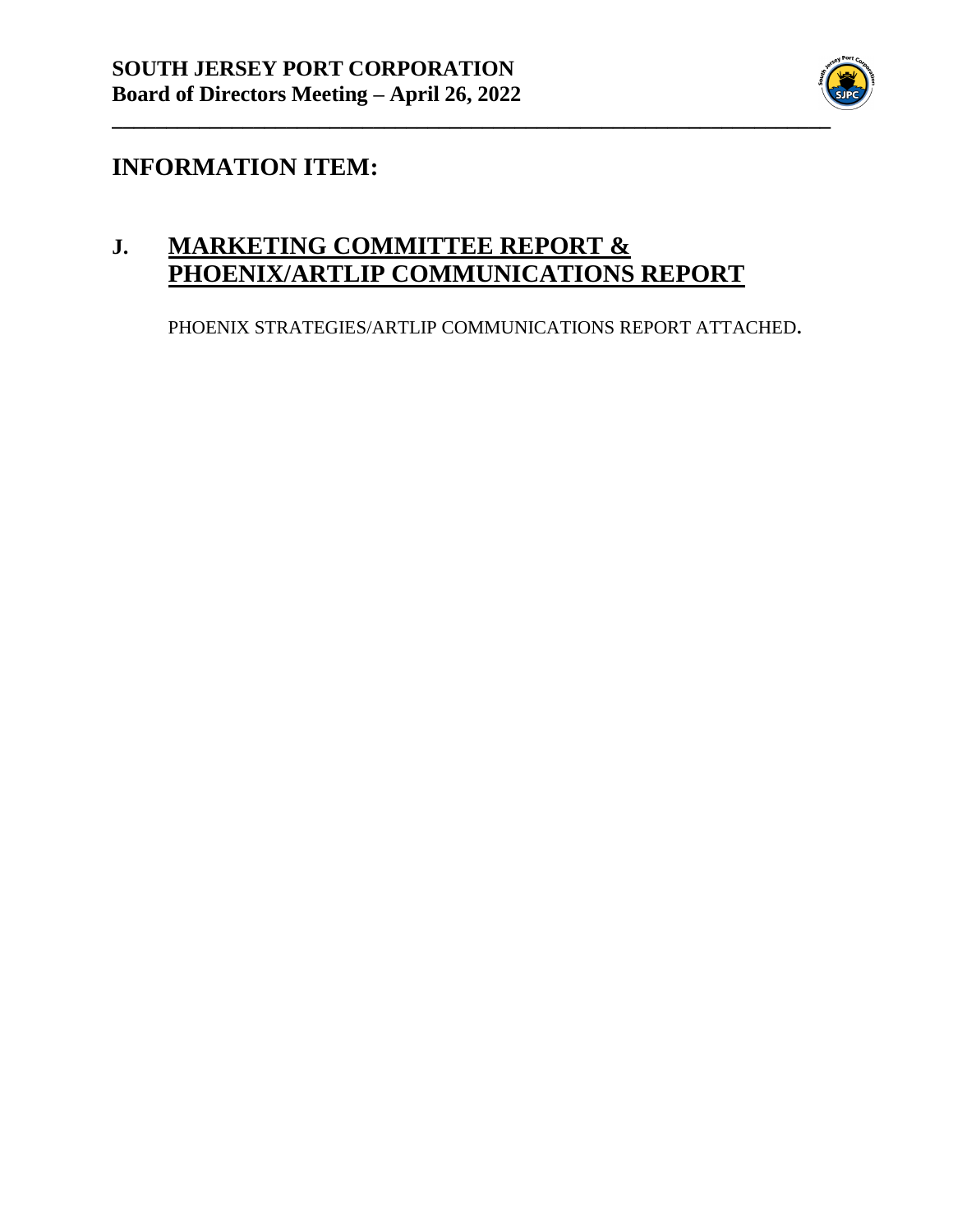**SOUTH JERSEY PORT CORPORATION**
**Board of Directors Meeting – April 26, 2022**

---

## INFORMATION ITEM:

### J. MARKETING COMMITTEE REPORT & PHOENIX/ARTLIP COMMUNICATIONS REPORT

PHOENIX STRATEGIES/ARTLIP COMMUNICATIONS REPORT ATTACHED.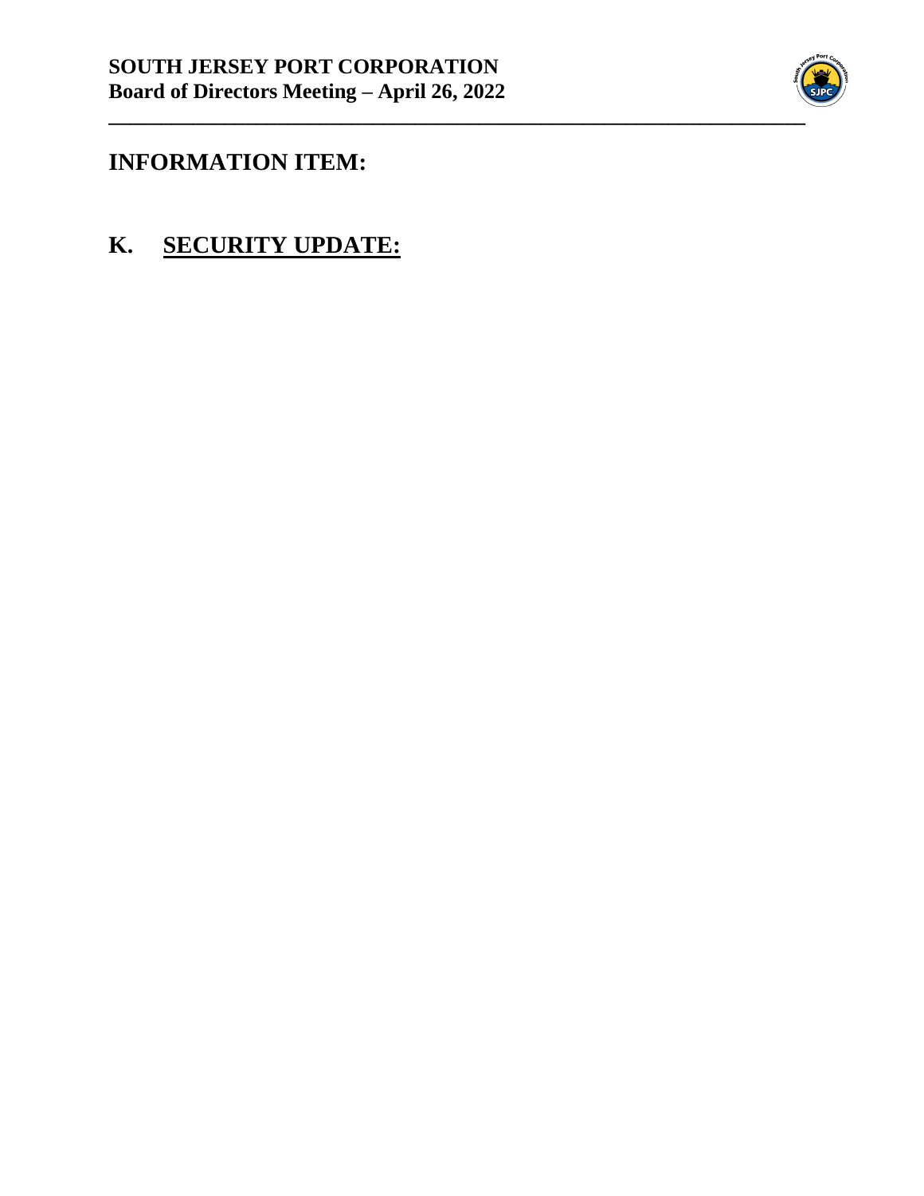## INFORMATION ITEM:

## K. SECURITY UPDATE: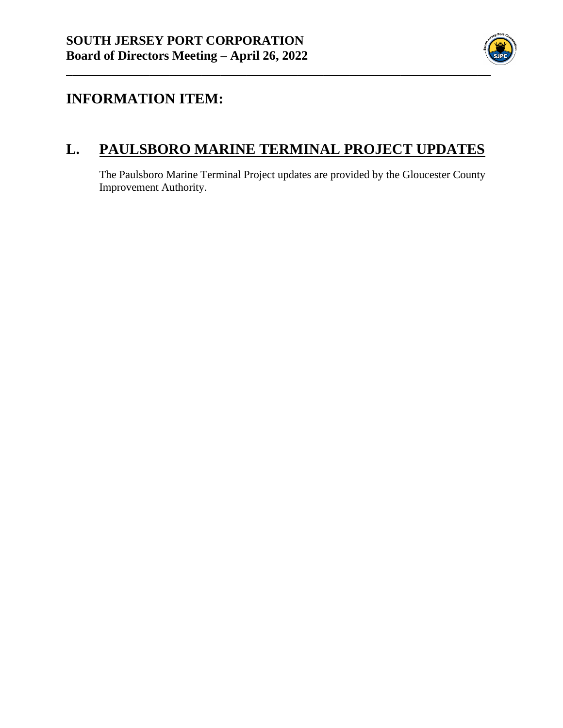## INFORMATION ITEM:

## L. PAULSBORO MARINE TERMINAL PROJECT UPDATES

The Paulsboro Marine Terminal Project updates are provided by the Gloucester County Improvement Authority.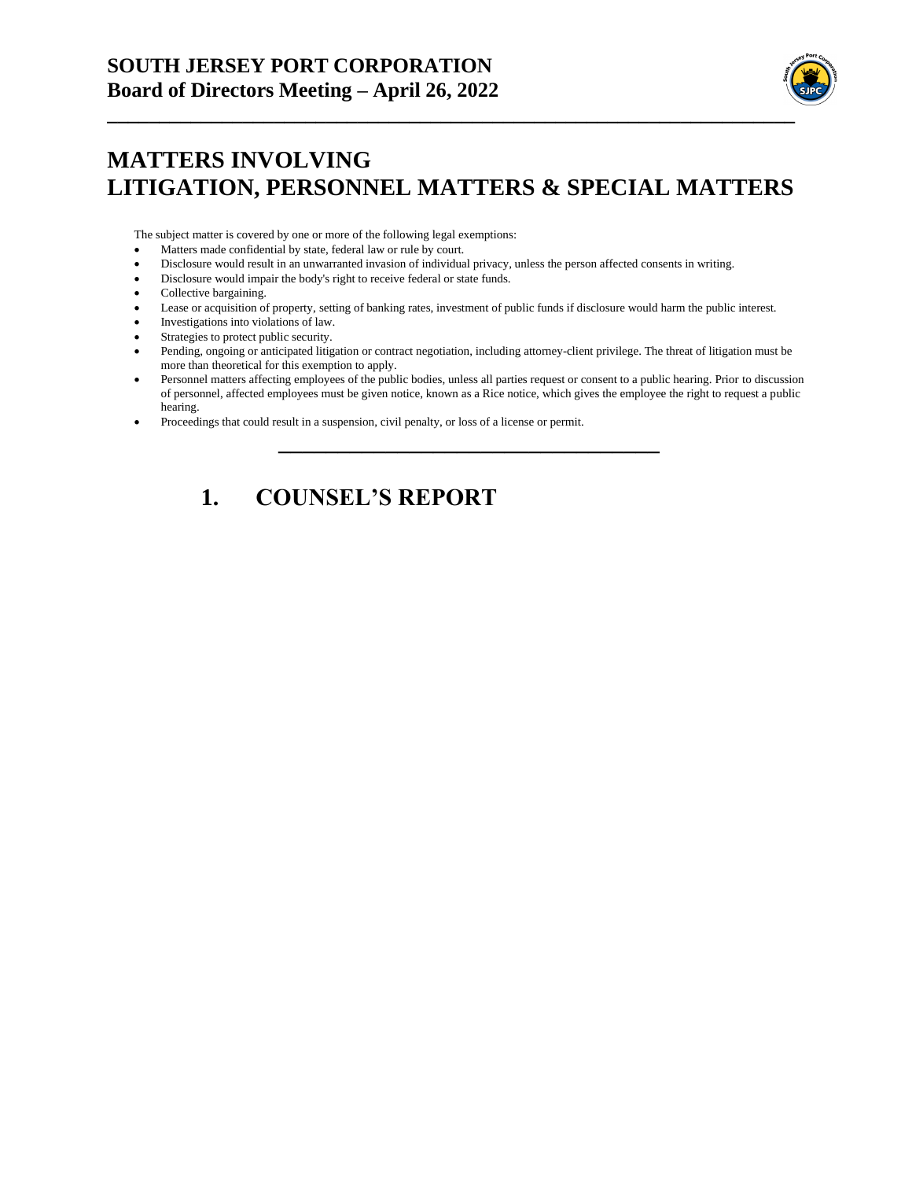# SOUTH JERSEY PORT CORPORATION
# Board of Directors Meeting – April 26, 2022

# MATTERS INVOLVING LITIGATION, PERSONNEL MATTERS & SPECIAL MATTERS

The subject matter is covered by one or more of the following legal exemptions:

- Matters made confidential by state, federal law or rule by court.
- Disclosure would result in an unwarranted invasion of individual privacy, unless the person affected consents in writing.
- Disclosure would impair the body's right to receive federal or state funds.
- Collective bargaining.
- Lease or acquisition of property, setting of banking rates, investment of public funds if disclosure would harm the public interest.
- Investigations into violations of law.
- Strategies to protect public security.
- Pending, ongoing or anticipated litigation or contract negotiation, including attorney-client privilege. The threat of litigation must be more than theoretical for this exemption to apply.
- Personnel matters affecting employees of the public bodies, unless all parties request or consent to a public hearing. Prior to discussion of personnel, affected employees must be given notice, known as a Rice notice, which gives the employee the right to request a public hearing.
- Proceedings that could result in a suspension, civil penalty, or loss of a license or permit.

## 1. COUNSEL'S REPORT